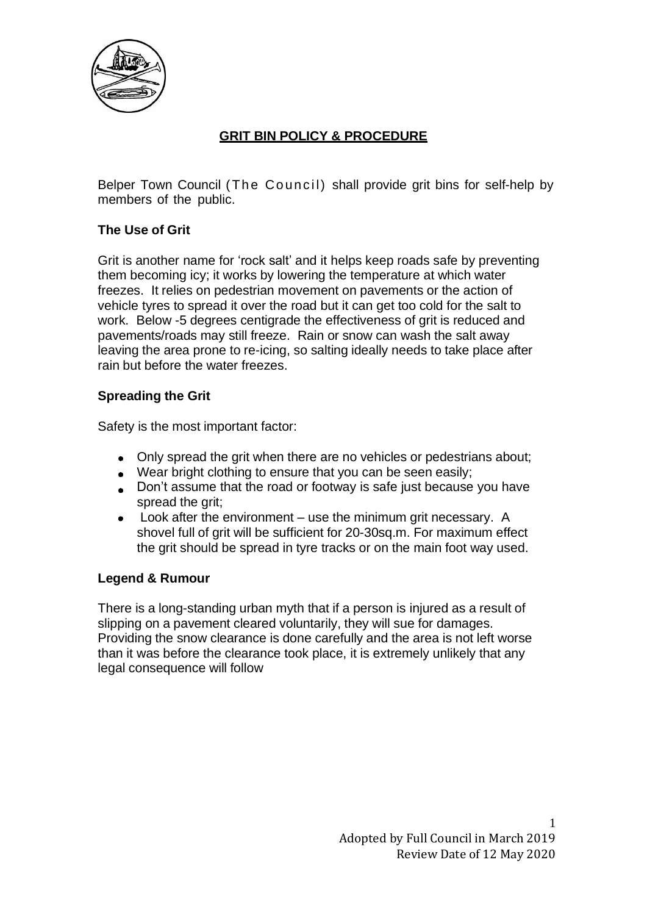# GRIT BIN POLICY & PROCEDURE

Belper Town Council (The Council) shall provide grit bins for self-help by members of the public.

## The Use of Grit

Grit is another name for 'rock salt' and it helps keep roads safe by preventing them becoming icy; it works by lowering the temperature at which water freezes. It relies on pedestrian movement on pavements or the action of vehicle tyres to spread it over the road but it can get too cold for the salt to work. Below -5 degrees centigrade the effectiveness of grit is reduced and pavements/roads may still freeze. Rain or snow can wash the salt away leaving the area prone to re-icing, so salting ideally needs to take place after rain but before the water freezes.

## Spreading the Grit

Safety is the most important factor:

- Only spread the grit when there are no vehicles or pedestrians about;
- Wear bright clothing to ensure that you can be seen easily;
- Don't assume that the road or footway is safe just because you have spread the grit;
- Look after the environment – use the minimum grit necessary. A shovel full of grit will be sufficient for 20-30sq.m. For maximum effect the grit should be spread in tyre tracks or on the main foot way used.

## Legend & Rumour

There is a long-standing urban myth that if a person is injured as a result of slipping on a pavement cleared voluntarily, they will sue for damages. Providing the snow clearance is done carefully and the area is not left worse than it was before the clearance took place, it is extremely unlikely that any legal consequence will follow

Adopted by Full Council in March 2019
Review Date of 12 May 2020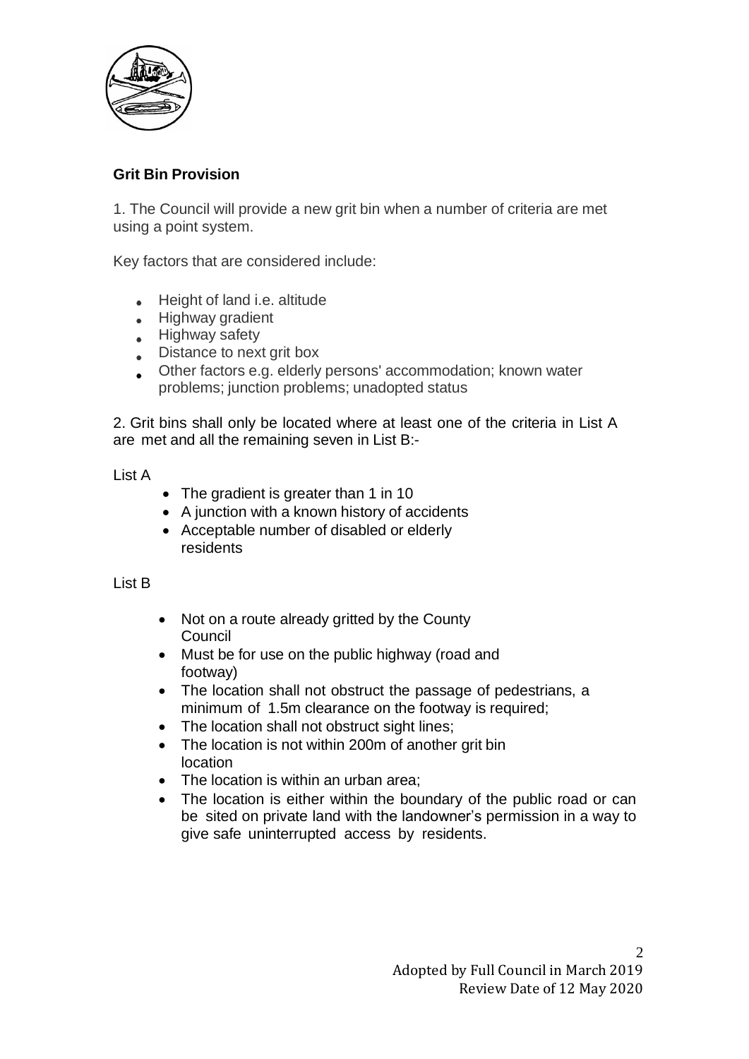## Grit Bin Provision

1. The Council will provide a new grit bin when a number of criteria are met using a point system.

Key factors that are considered include:

- Height of land i.e. altitude
- Highway gradient
- Highway safety
- Distance to next grit box
- Other factors e.g. elderly persons' accommodation; known water problems; junction problems; unadopted status

2. Grit bins shall only be located where at least one of the criteria in List A are met and all the remaining seven in List B:-

List A

- The gradient is greater than 1 in 10
- A junction with a known history of accidents
- Acceptable number of disabled or elderly residents

List B

- Not on a route already gritted by the County Council
- Must be for use on the public highway (road and footway)
- The location shall not obstruct the passage of pedestrians, a minimum of 1.5m clearance on the footway is required;
- The location shall not obstruct sight lines;
- The location is not within 200m of another grit bin location
- The location is within an urban area;
- The location is either within the boundary of the public road or can be sited on private land with the landowner's permission in a way to give safe uninterrupted access by residents.

Adopted by Full Council in March 2019
Review Date of 12 May 2020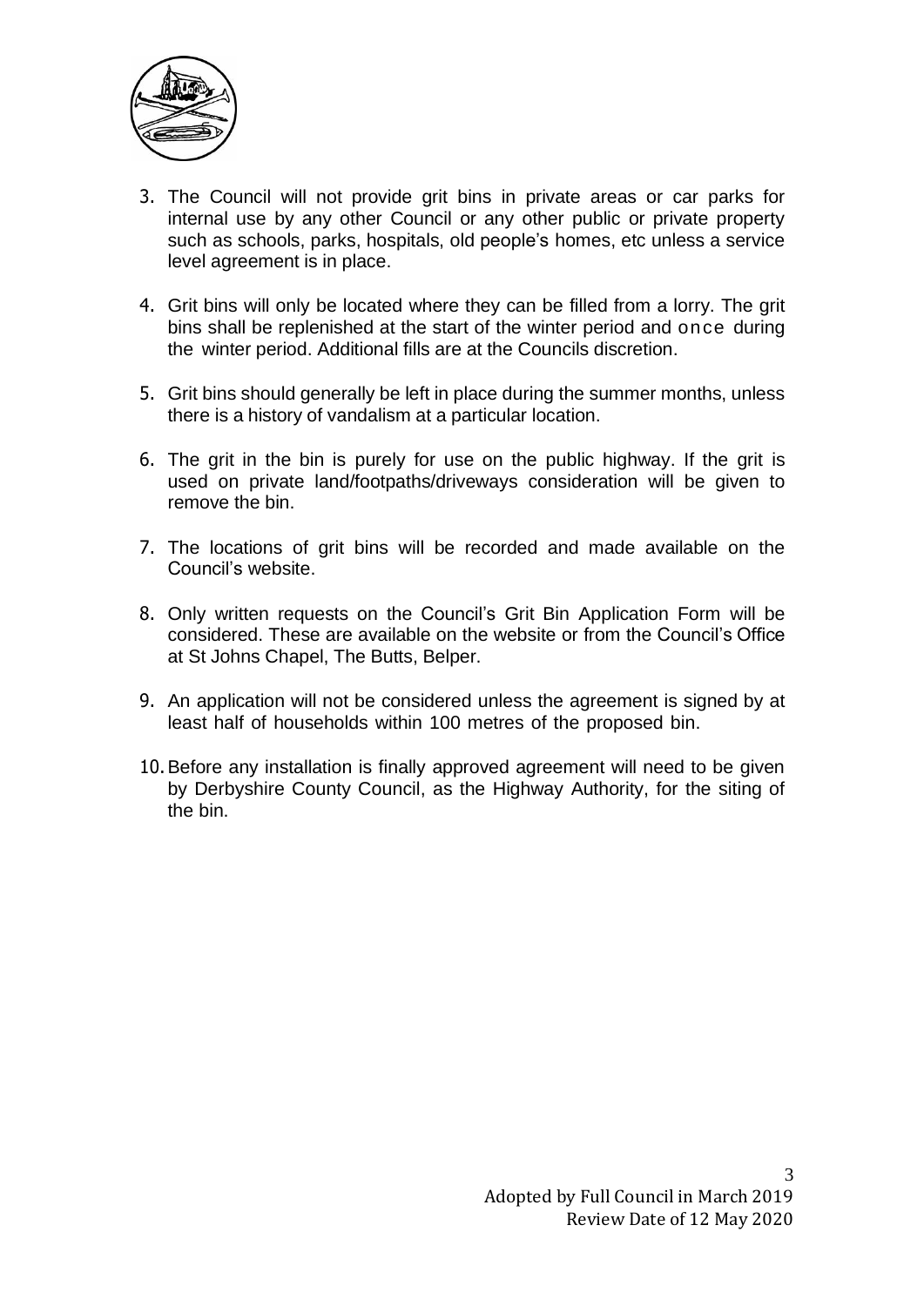3. The Council will not provide grit bins in private areas or car parks for internal use by any other Council or any other public or private property such as schools, parks, hospitals, old people's homes, etc unless a service level agreement is in place.

4. Grit bins will only be located where they can be filled from a lorry. The grit bins shall be replenished at the start of the winter period and once during the winter period. Additional fills are at the Councils discretion.

5. Grit bins should generally be left in place during the summer months, unless there is a history of vandalism at a particular location.

6. The grit in the bin is purely for use on the public highway. If the grit is used on private land/footpaths/driveways consideration will be given to remove the bin.

7. The locations of grit bins will be recorded and made available on the Council's website.

8. Only written requests on the Council's Grit Bin Application Form will be considered. These are available on the website or from the Council's Office at St Johns Chapel, The Butts, Belper.

9. An application will not be considered unless the agreement is signed by at least half of households within 100 metres of the proposed bin.

10. Before any installation is finally approved agreement will need to be given by Derbyshire County Council, as the Highway Authority, for the siting of the bin.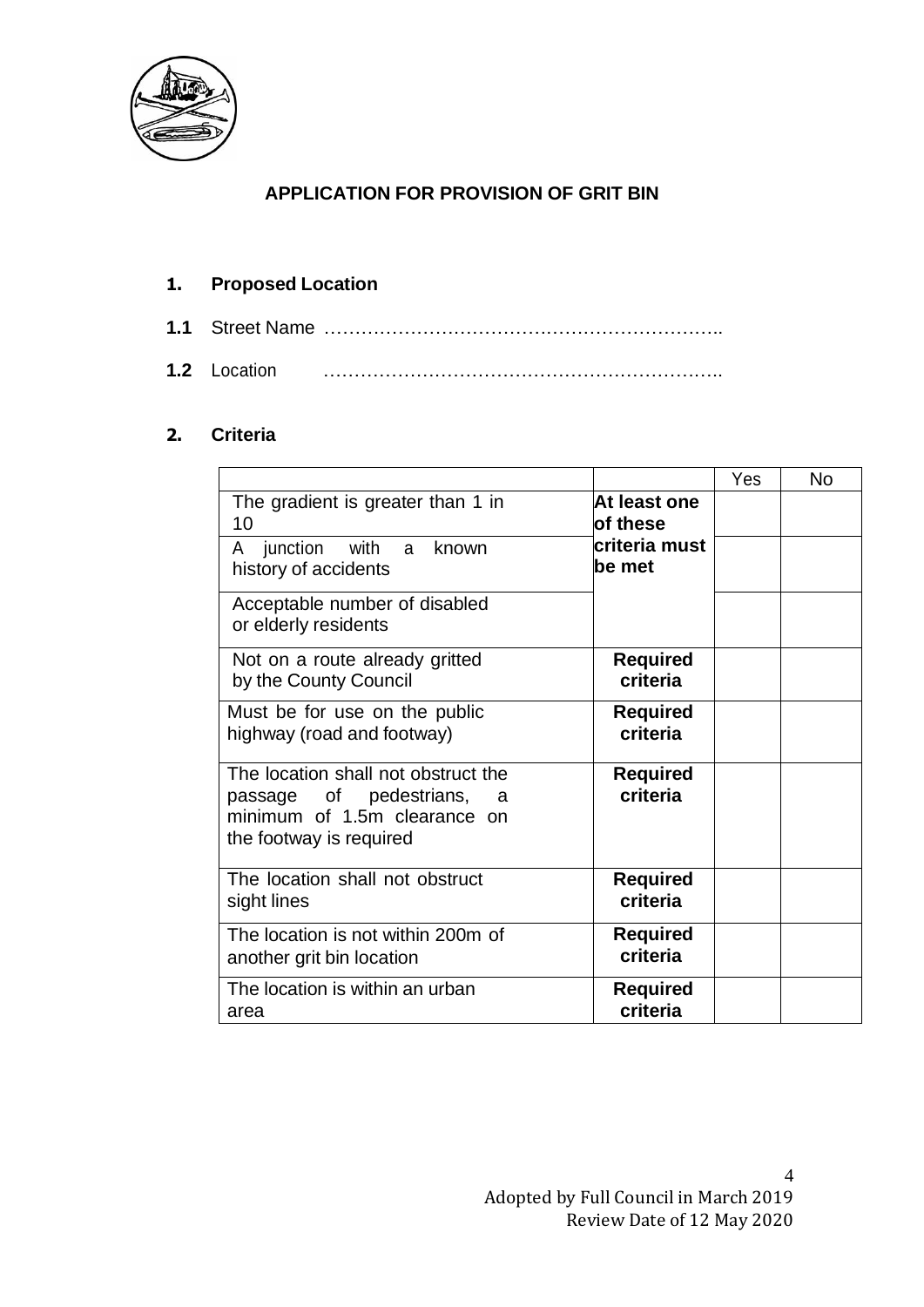# APPLICATION FOR PROVISION OF GRIT BIN

## 1. Proposed Location

**1.1** Street Name ………………………………………………………..

**1.2** Location ………………………………………………………..

## 2. Criteria

| | | Yes | No |
|---|---|---|---|
| The gradient is greater than 1 in 10 | **At least one of these criteria must be met** | | |
| A junction with a known history of accidents | | | |
| Acceptable number of disabled or elderly residents | | | |
| Not on a route already gritted by the County Council | **Required criteria** | | |
| Must be for use on the public highway (road and footway) | **Required criteria** | | |
| The location shall not obstruct the passage of pedestrians, a minimum of 1.5m clearance on the footway is required | **Required criteria** | | |
| The location shall not obstruct sight lines | **Required criteria** | | |
| The location is not within 200m of another grit bin location | **Required criteria** | | |
| The location is within an urban area | **Required criteria** | | |

Adopted by Full Council in March 2019
Review Date of 12 May 2020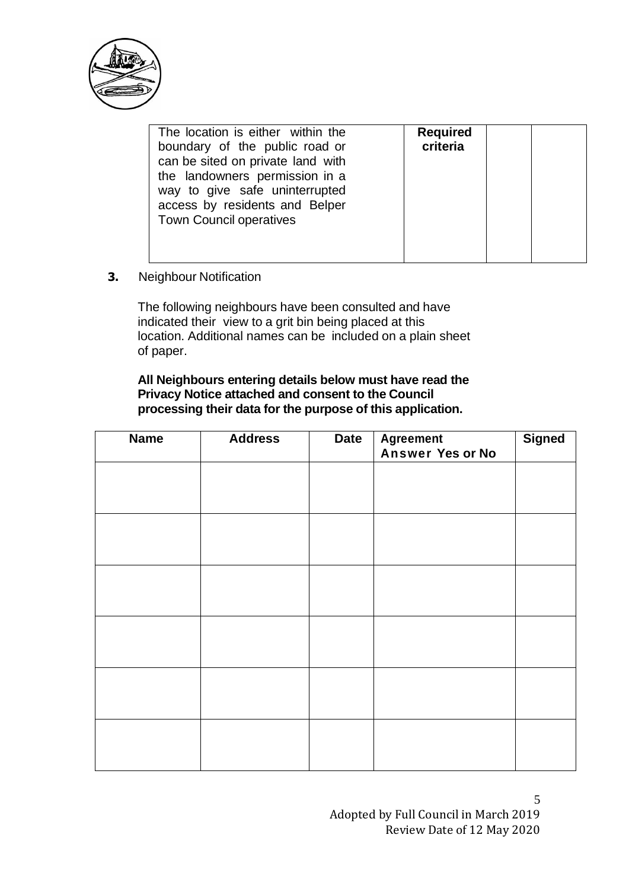| The location is either within the boundary of the public road or can be sited on private land with the landowners permission in a way to give safe uninterrupted access by residents and Belper Town Council operatives | **Required criteria** | | |
|---|---|---|---|

**3.** Neighbour Notification

The following neighbours have been consulted and have indicated their view to a grit bin being placed at this location. Additional names can be included on a plain sheet of paper.

**All Neighbours entering details below must have read the Privacy Notice attached and consent to the Council processing their data for the purpose of this application.**

| Name | Address | Date | Agreement Answer Yes or No | Signed |
|---|---|---|---|---|
| | | | | |
| | | | | |
| | | | | |
| | | | | |
| | | | | |
| | | | | |

Adopted by Full Council in March 2019
Review Date of 12 May 2020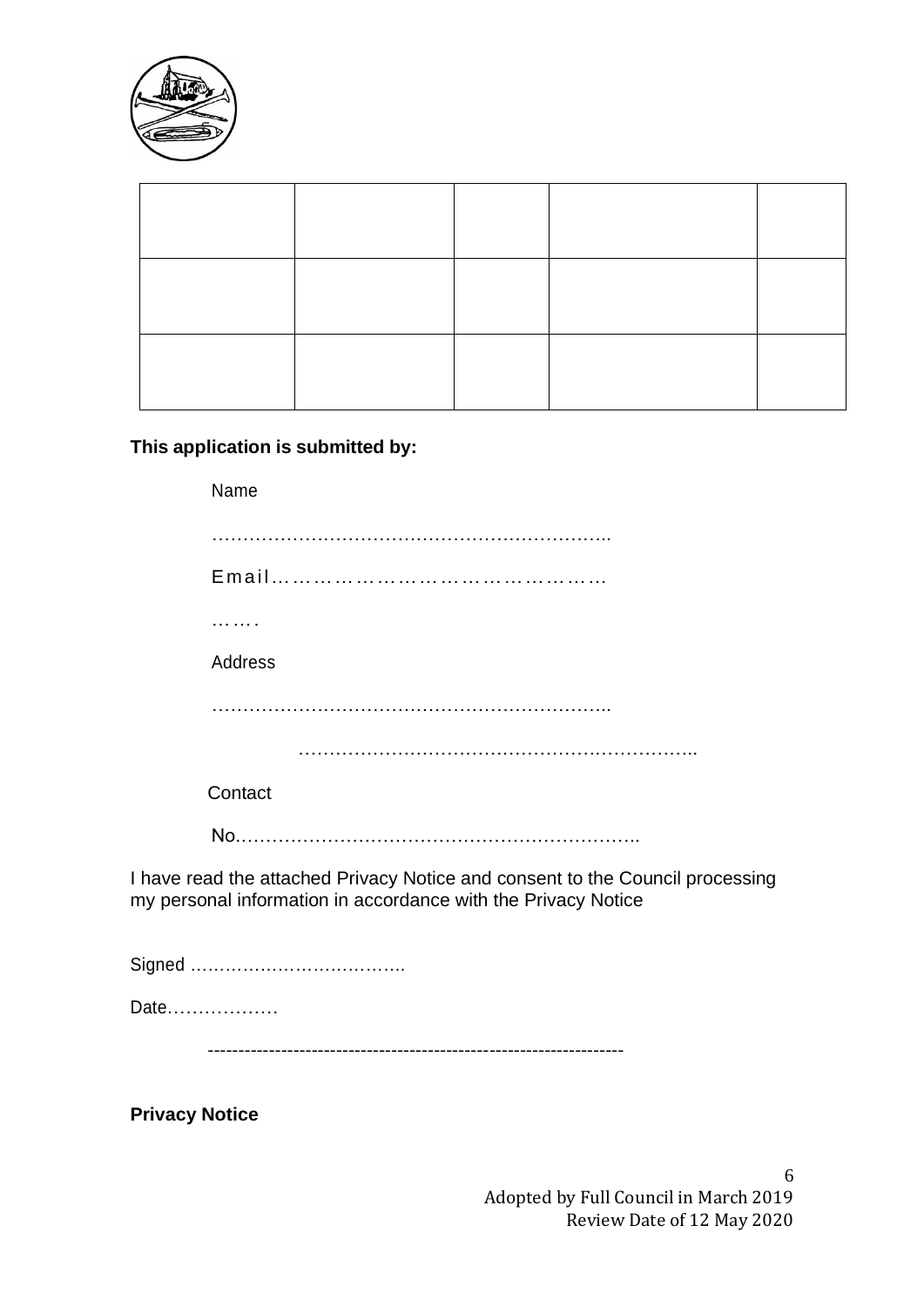| | | | | |
|---|---|---|---|---|
| | | | | |
| | | | | |
| | | | | |

**This application is submitted by:**

Name

………………………………………………………..

Email……………………………………………

…….

Address

………………………………………………………..

………………………………………………………..

Contact

No…………………………………………………………..

I have read the attached Privacy Notice and consent to the Council processing my personal information in accordance with the Privacy Notice

Signed ……………………………….

Date………………

-------------------------------------------------------------------

**Privacy Notice**

Adopted by Full Council in March 2019
Review Date of 12 May 2020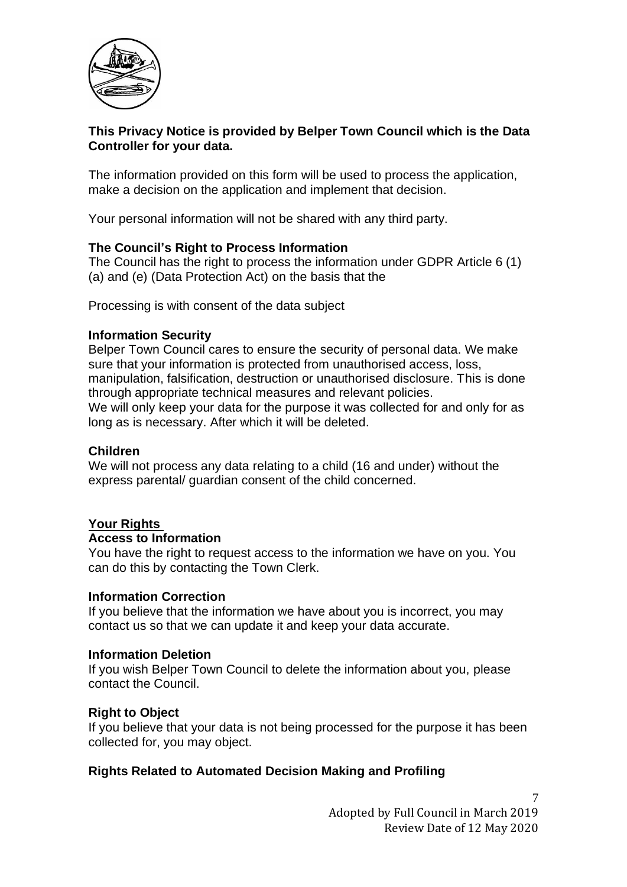**This Privacy Notice is provided by Belper Town Council which is the Data Controller for your data.**

The information provided on this form will be used to process the application, make a decision on the application and implement that decision.

Your personal information will not be shared with any third party.

**The Council's Right to Process Information**

The Council has the right to process the information under GDPR Article 6 (1) (a) and (e) (Data Protection Act) on the basis that the

Processing is with consent of the data subject

**Information Security**

Belper Town Council cares to ensure the security of personal data. We make sure that your information is protected from unauthorised access, loss, manipulation, falsification, destruction or unauthorised disclosure. This is done through appropriate technical measures and relevant policies.

We will only keep your data for the purpose it was collected for and only for as long as is necessary. After which it will be deleted.

**Children**

We will not process any data relating to a child (16 and under) without the express parental/ guardian consent of the child concerned.

**Your Rights**

**Access to Information**

You have the right to request access to the information we have on you. You can do this by contacting the Town Clerk.

**Information Correction**

If you believe that the information we have about you is incorrect, you may contact us so that we can update it and keep your data accurate.

**Information Deletion**

If you wish Belper Town Council to delete the information about you, please contact the Council.

**Right to Object**

If you believe that your data is not being processed for the purpose it has been collected for, you may object.

**Rights Related to Automated Decision Making and Profiling**

Adopted by Full Council in March 2019
Review Date of 12 May 2020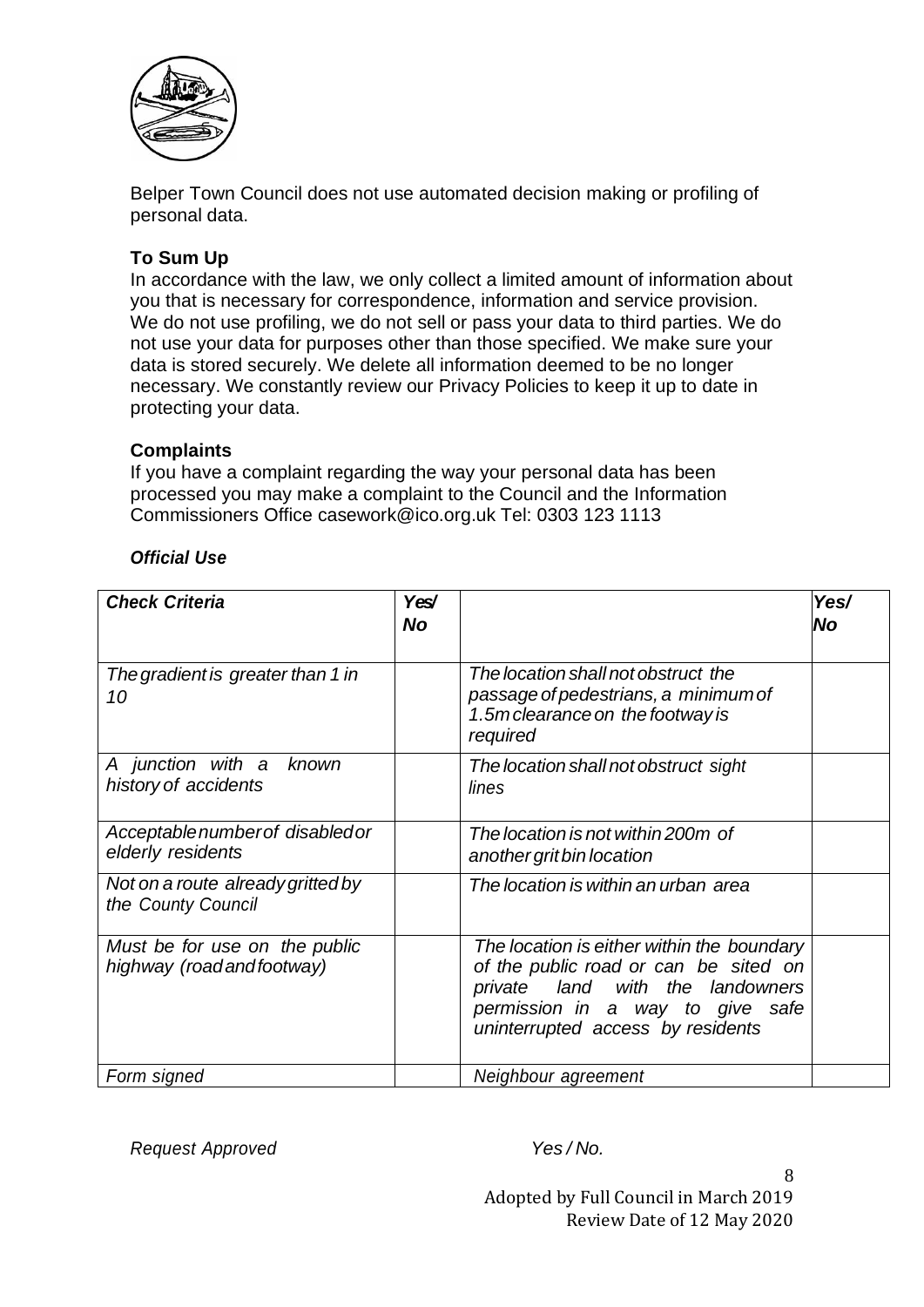Belper Town Council does not use automated decision making or profiling of personal data.

### To Sum Up

In accordance with the law, we only collect a limited amount of information about you that is necessary for correspondence, information and service provision. We do not use profiling, we do not sell or pass your data to third parties. We do not use your data for purposes other than those specified. We make sure your data is stored securely. We delete all information deemed to be no longer necessary. We constantly review our Privacy Policies to keep it up to date in protecting your data.

### Complaints

If you have a complaint regarding the way your personal data has been processed you may make a complaint to the Council and the Information Commissioners Office casework@ico.org.uk Tel: 0303 123 1113

***Official Use***

| ***Check Criteria*** | ***Yes/ No*** | | ***Yes/ No*** |
|---|---|---|---|
| *The gradient is greater than 1 in 10* | | *The location shall not obstruct the passage of pedestrians, a minimum of 1.5m clearance on the footway is required* | |
| *A junction with a known history of accidents* | | *The location shall not obstruct sight lines* | |
| *Acceptable number of disabled or elderly residents* | | *The location is not within 200m of another grit bin location* | |
| *Not on a route already gritted by the County Council* | | *The location is within an urban area* | |
| *Must be for use on the public highway (road and footway)* | | *The location is either within the boundary of the public road or can be sited on private land with the landowners permission in a way to give safe uninterrupted access by residents* | |
| *Form signed* | | *Neighbour agreement* | |

*Request Approved* *Yes / No.*

Adopted by Full Council in March 2019
Review Date of 12 May 2020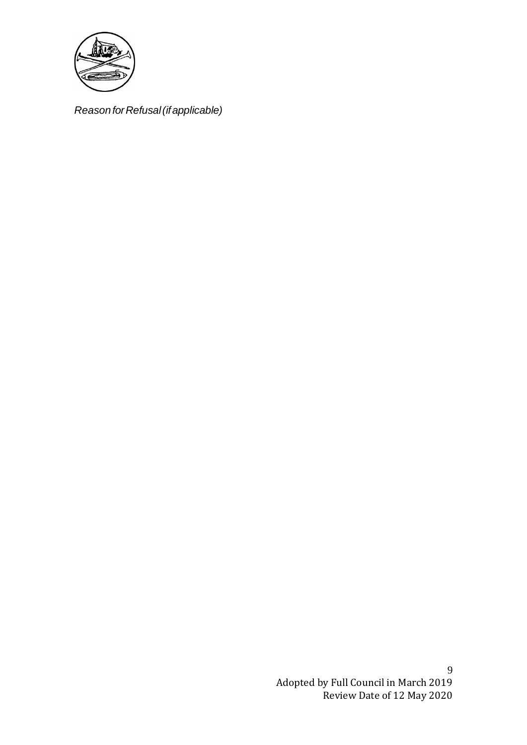*Reason for Refusal (if applicable)*

Adopted by Full Council in March 2019
Review Date of 12 May 2020